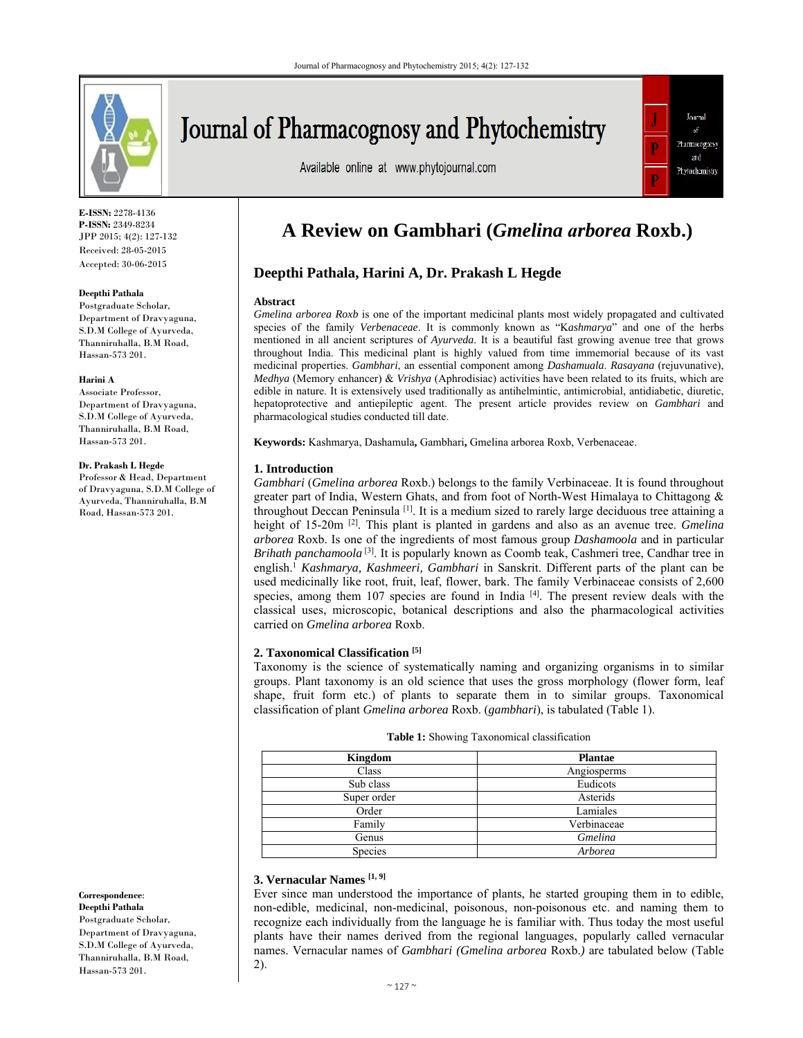E-ISSN: 2278-4136
P-ISSN: 2349-8234
JPP 2015; 4(2): 127-132
Received: 28-05-2015
Accepted: 30-06-2015

**Deepthi Pathala**
Postgraduate Scholar, Department of Dravyaguna, S.D.M College of Ayurveda, Thanniruhalla, B.M Road, Hassan-573 201.

**Harini A**
Associate Professor, Department of Dravyaguna, S.D.M College of Ayurveda, Thanniruhalla, B.M Road, Hassan-573 201.

**Dr. Prakash L Hegde**
Professor & Head, Department of Dravyaguna, S.D.M College of Ayurveda, Thanniruhalla, B.M Road, Hassan-573 201.

**Correspondence**:
**Deepthi Pathala**
Postgraduate Scholar, Department of Dravyaguna, S.D.M College of Ayurveda, Thanniruhalla, B.M Road, Hassan-573 201.

# A Review on Gambhari (*Gmelina arborea* Roxb.)

## Deepthi Pathala, Harini A, Dr. Prakash L Hegde

### Abstract

*Gmelina arborea Roxb* is one of the important medicinal plants most widely propagated and cultivated species of the family *Verbenaceae*. It is commonly known as "K*ashmarya*" and one of the herbs mentioned in all ancient scriptures of *Ayurveda*. It is a beautiful fast growing avenue tree that grows throughout India. This medicinal plant is highly valued from time immemorial because of its vast medicinal properties. *Gambhari*, an essential component among *Dashamuala*. *Rasayana* (rejuvunative), *Medhya* (Memory enhancer) & *Vrishya* (Aphrodisiac) activities have been related to its fruits, which are edible in nature. It is extensively used traditionally as antihelmintic, antimicrobial, antidiabetic, diuretic, hepatoprotective and antiepileptic agent. The present article provides review on *Gambhari* and pharmacological studies conducted till date.

**Keywords:** Kashmarya, Dashamula**,** Gambhari**,** Gmelina arborea Roxb, Verbenaceae.

### 1. Introduction

*Gambhari* (*Gmelina arborea* Roxb.) belongs to the family Verbinaceae. It is found throughout greater part of India, Western Ghats, and from foot of North-West Himalaya to Chittagong & throughout Deccan Peninsula [1]. It is a medium sized to rarely large deciduous tree attaining a height of 15-20m [2]. This plant is planted in gardens and also as an avenue tree. *Gmelina arborea* Roxb. Is one of the ingredients of most famous group *Dashamoola* and in particular *Brihath panchamoola* [3]. It is popularly known as Coomb teak, Cashmeri tree, Candhar tree in english.[1] *Kashmarya, Kashmeeri, Gambhari* in Sanskrit. Different parts of the plant can be used medicinally like root, fruit, leaf, flower, bark. The family Verbinaceae consists of 2,600 species, among them 107 species are found in India [4]. The present review deals with the classical uses, microscopic, botanical descriptions and also the pharmacological activities carried on *Gmelina arborea* Roxb.

### 2. Taxonomical Classification [5]

Taxonomy is the science of systematically naming and organizing organisms in to similar groups. Plant taxonomy is an old science that uses the gross morphology (flower form, leaf shape, fruit form etc.) of plants to separate them in to similar groups. Taxonomical classification of plant *Gmelina arborea* Roxb. (*gambhari*), is tabulated (Table 1).

**Table 1:** Showing Taxonomical classification

| Kingdom | Plantae |
|---|---|
| Class | Angiosperms |
| Sub class | Eudicots |
| Super order | Asterids |
| Order | Lamiales |
| Family | Verbinaceae |
| Genus | *Gmelina* |
| Species | *Arborea* |

### 3. Vernacular Names [1, 9]

Ever since man understood the importance of plants, he started grouping them in to edible, non-edible, medicinal, non-medicinal, poisonous, non-poisonous etc. and naming them to recognize each individually from the language he is familiar with. Thus today the most useful plants have their names derived from the regional languages, popularly called vernacular names. Vernacular names of *Gambhari (Gmelina arborea* Roxb.*)* are tabulated below (Table 2).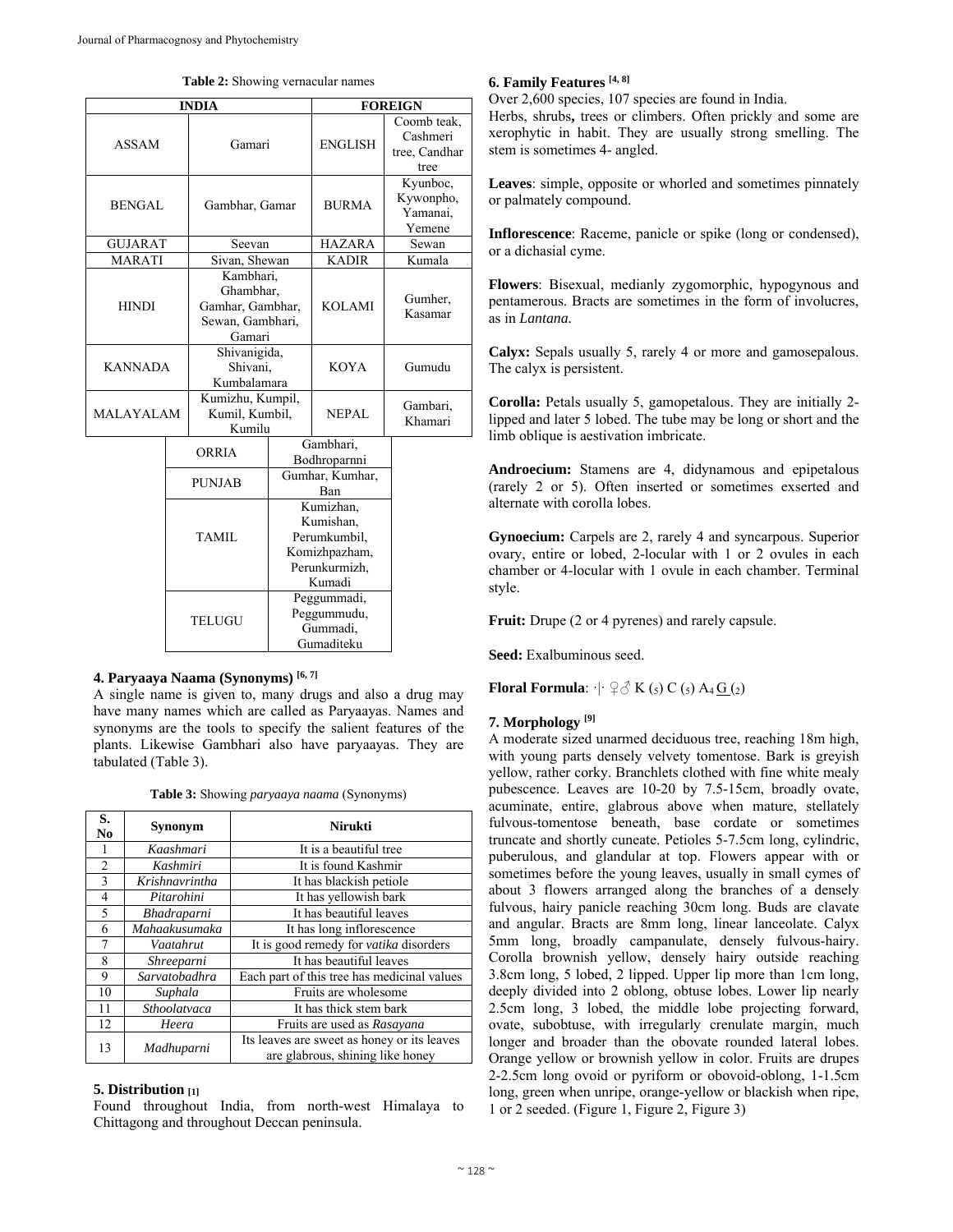**Table 2:** Showing vernacular names

| INDIA | | FOREIGN | |
|---|---|---|---|
| ASSAM | Gamari | ENGLISH | Coomb teak, Cashmeri tree, Candhar tree |
| BENGAL | Gambhar, Gamar | BURMA | Kyunboc, Kywonpho, Yamanai, Yemene |
| GUJARAT | Seevan | HAZARA | Sewan |
| MARATI | Sivan, Shewan | KADIR | Kumala |
| HINDI | Kambhari, Ghambhar, Gamhar, Gambhar, Sewan, Gambhari, Gamari | KOLAMI | Gumher, Kasamar |
| KANNADA | Shivanigida, Shivani, Kumbalamara | KOYA | Gumudu |
| MALAYALAM | Kumizhu, Kumpil, Kumil, Kumbil, Kumilu | NEPAL | Gambari, Khamari |
| ORRIA | Gambhari, Bodhroparnni | | |
| PUNJAB | Gumhar, Kumhar, Ban | | |
| TAMIL | Kumizhan, Kumishan, Perumkumbil, Komizhpazham, Perunkurmizh, Kumadi | | |
| TELUGU | Peggummadi, Peggummudu, Gummadi, Gumaditeku | | |

### 4. Paryaaya Naama (Synonyms) [6, 7]

A single name is given to, many drugs and also a drug may have many names which are called as Paryaayas. Names and synonyms are the tools to specify the salient features of the plants. Likewise Gambhari also have paryaayas. They are tabulated (Table 3).

**Table 3:** Showing *paryaaya naama* (Synonyms)

| S. No | Synonym | Nirukti |
|---|---|---|
| 1 | *Kaashmari* | It is a beautiful tree |
| 2 | *Kashmiri* | It is found Kashmir |
| 3 | *Krishnavrintha* | It has blackish petiole |
| 4 | *Pitarohini* | It has yellowish bark |
| 5 | *Bhadraparni* | It has beautiful leaves |
| 6 | *Mahaakusumaka* | It has long inflorescence |
| 7 | *Vaatahrut* | It is good remedy for *vatika* disorders |
| 8 | *Shreeparni* | It has beautiful leaves |
| 9 | *Sarvatobadhra* | Each part of this tree has medicinal values |
| 10 | *Suphala* | Fruits are wholesome |
| 11 | *Sthoolatvaca* | It has thick stem bark |
| 12 | *Heera* | Fruits are used as *Rasayana* |
| 13 | *Madhuparni* | Its leaves are sweet as honey or its leaves are glabrous, shining like honey |

### 5. Distribution [1]

Found throughout India, from north-west Himalaya to Chittagong and throughout Deccan peninsula.

### 6. Family Features [4, 8]

Over 2,600 species, 107 species are found in India.

Herbs, shrubs**,** trees or climbers. Often prickly and some are xerophytic in habit. They are usually strong smelling. The stem is sometimes 4- angled.

**Leaves**: simple, opposite or whorled and sometimes pinnately or palmately compound.

**Inflorescence**: Raceme, panicle or spike (long or condensed), or a dichasial cyme.

**Flowers**: Bisexual, medianly zygomorphic, hypogynous and pentamerous. Bracts are sometimes in the form of involucres, as in *Lantana.*

**Calyx:** Sepals usually 5, rarely 4 or more and gamosepalous. The calyx is persistent.

**Corolla:** Petals usually 5, gamopetalous. They are initially 2-lipped and later 5 lobed. The tube may be long or short and the limb oblique is aestivation imbricate.

**Androecium:** Stamens are 4, didynamous and epipetalous (rarely 2 or 5). Often inserted or sometimes exserted and alternate with corolla lobes.

**Gynoecium:** Carpels are 2, rarely 4 and syncarpous. Superior ovary, entire or lobed, 2-locular with 1 or 2 ovules in each chamber or 4-locular with 1 ovule in each chamber. Terminal style.

**Fruit:** Drupe (2 or 4 pyrenes) and rarely capsule.

**Seed:** Exalbuminous seed.

**Floral Formula**: ·|· ♀♂ $K_{(5)}$ $C_{(5)}$ $A_4$ $\underline{G}_{(2)}$

### 7. Morphology [9]

A moderate sized unarmed deciduous tree, reaching 18m high, with young parts densely velvety tomentose. Bark is greyish yellow, rather corky. Branchlets clothed with fine white mealy pubescence. Leaves are 10-20 by 7.5-15cm, broadly ovate, acuminate, entire, glabrous above when mature, stellately fulvous-tomentose beneath, base cordate or sometimes truncate and shortly cuneate. Petioles 5-7.5cm long, cylindric, puberulous, and glandular at top. Flowers appear with or sometimes before the young leaves, usually in small cymes of about 3 flowers arranged along the branches of a densely fulvous, hairy panicle reaching 30cm long. Buds are clavate and angular. Bracts are 8mm long, linear lanceolate. Calyx 5mm long, broadly campanulate, densely fulvous-hairy. Corolla brownish yellow, densely hairy outside reaching 3.8cm long, 5 lobed, 2 lipped. Upper lip more than 1cm long, deeply divided into 2 oblong, obtuse lobes. Lower lip nearly 2.5cm long, 3 lobed, the middle lobe projecting forward, ovate, subobtuse, with irregularly crenulate margin, much longer and broader than the obovate rounded lateral lobes. Orange yellow or brownish yellow in color. Fruits are drupes 2-2.5cm long ovoid or pyriform or obovoid-oblong, 1-1.5cm long, green when unripe, orange-yellow or blackish when ripe, 1 or 2 seeded. (Figure 1, Figure 2, Figure 3)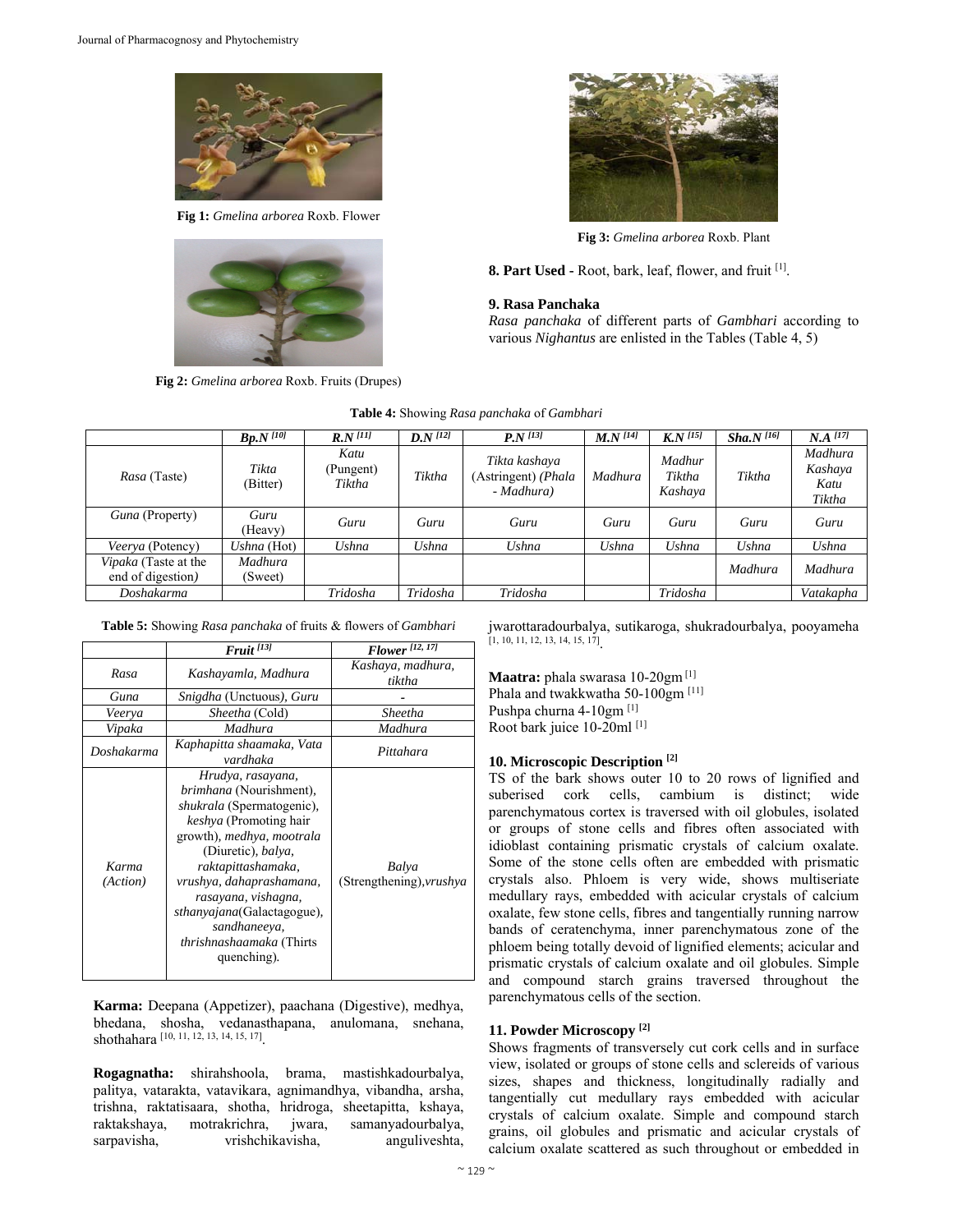Fig 1: *Gmelina arborea* Roxb. Flower

Fig 2: *Gmelina arborea* Roxb. Fruits (Drupes)

Fig 3: *Gmelina arborea* Roxb. Plant

**8. Part Used** - Root, bark, leaf, flower, and fruit [1].

### 9. Rasa Panchaka

*Rasa panchaka* of different parts of *Gambhari* according to various *Nighantus* are enlisted in the Tables (Table 4, 5)

**Table 4:** Showing *Rasa panchaka* of *Gambhari*

| | ***Bp.N*** [10] | ***R.N*** [11] | ***D.N*** [12] | ***P.N*** [13] | ***M.N*** [14] | ***K.N*** [15] | ***Sha.N*** [16] | ***N.A*** [17] |
|---|---|---|---|---|---|---|---|---|
| *Rasa* (Taste) | *Tikta* (Bitter) | *Katu* (Pungent) *Tiktha* | *Tiktha* | *Tikta kashaya* (Astringent) *(Phala - Madhura)* | *Madhura* | *Madhur Tiktha Kashaya* | *Tiktha* | *Madhura Kashaya Katu Tiktha* |
| *Guna* (Property) | *Guru* (Heavy) | *Guru* | *Guru* | *Guru* | *Guru* | *Guru* | *Guru* | *Guru* |
| *Veerya* (Potency) | *Ushna* (Hot) | *Ushna* | *Ushna* | *Ushna* | *Ushna* | *Ushna* | *Ushna* | *Ushna* |
| *Vipaka* (Taste at the end of digestion*)* | *Madhura* (Sweet) | | | | | | *Madhura* | *Madhura* |
| *Doshakarma* | | *Tridosha* | *Tridosha* | *Tridosha* | | *Tridosha* | | *Vatakapha* |

**Table 5:** Showing *Rasa panchaka* of fruits & flowers of *Gambhari*

| | ***Fruit*** [13] | ***Flower*** [12, 17] |
|---|---|---|
| *Rasa* | *Kashayamla, Madhura* | *Kashaya, madhura, tiktha* |
| *Guna* | *Snigdha* (Unctuous*), Guru* | - |
| *Veerya* | *Sheetha* (Cold) | *Sheetha* |
| *Vipaka* | *Madhura* | *Madhura* |
| *Doshakarma* | *Kaphapitta shaamaka, Vata vardhaka* | *Pittahara* |
| *Karma (Action)* | *Hrudya, rasayana, brimhana* (Nourishment), *shukrala* (Spermatogenic), *keshya* (Promoting hair growth), *medhya, mootrala* (Diuretic), *balya, raktapittashamaka, vrushya, dahaprashamana, rasayana, vishagna, sthanyajana*(Galactagogue), *sandhaneeya, thrishnashaamaka* (Thirts quenching). | *Balya* (Strengthening),*vrushya* |

**Karma:** Deepana (Appetizer), paachana (Digestive), medhya, bhedana, shosha, vedanasthapana, anulomana, snehana, shothahara [10, 11, 12, 13, 14, 15, 17].

**Rogagnatha:** shirahshoola, brama, mastishkadourbalya, palitya, vatarakta, vatavikara, agnimandhya, vibandha, arsha, trishna, raktatisaara, shotha, hridroga, sheetapitta, kshaya, raktakshaya, motrakrichra, jwara, samanyadourbalya, sarpavisha, vrishchikavisha, anguliveshta, jwarottaradourbalya, sutikaroga, shukradourbalya, pooyameha [1, 10, 11, 12, 13, 14, 15, 17].

**Maatra:** phala swarasa 10-20gm [1]
Phala and twakkwatha 50-100gm [11]
Pushpa churna 4-10gm [1]
Root bark juice 10-20ml [1]

### 10. Microscopic Description [2]

TS of the bark shows outer 10 to 20 rows of lignified and suberised cork cells, cambium is distinct; wide parenchymatous cortex is traversed with oil globules, isolated or groups of stone cells and fibres often associated with idioblast containing prismatic crystals of calcium oxalate. Some of the stone cells often are embedded with prismatic crystals also. Phloem is very wide, shows multiseriate medullary rays, embedded with acicular crystals of calcium oxalate, few stone cells, fibres and tangentially running narrow bands of ceratenchyma, inner parenchymatous zone of the phloem being totally devoid of lignified elements; acicular and prismatic crystals of calcium oxalate and oil globules. Simple and compound starch grains traversed throughout the parenchymatous cells of the section.

### 11. Powder Microscopy [2]

Shows fragments of transversely cut cork cells and in surface view, isolated or groups of stone cells and sclereids of various sizes, shapes and thickness, longitudinally radially and tangentially cut medullary rays embedded with acicular crystals of calcium oxalate. Simple and compound starch grains, oil globules and prismatic and acicular crystals of calcium oxalate scattered as such throughout or embedded in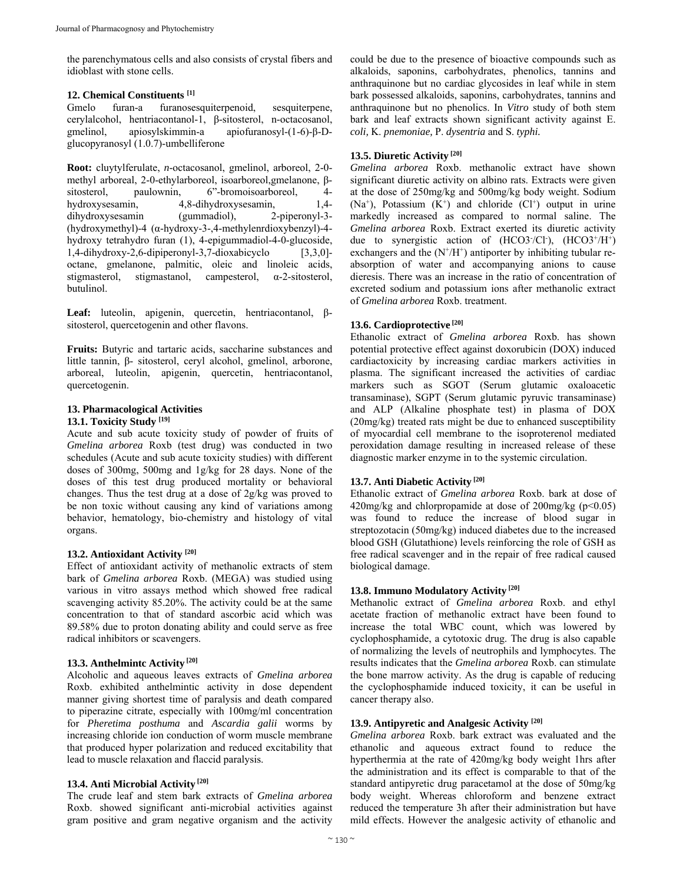the parenchymatous cells and also consists of crystal fibers and idioblast with stone cells.

### 12. Chemical Constituents [1]

Gmelo furan-a furanosesquiterpenoid, sesquiterpene, cerylalcohol, hentriacontanol-1, β-sitosterol, n-octacosanol, gmelinol, apiosylskimmin-a apiofuranosyl-(1-6)-β-D-glucopyranosyl (1.0.7)-umbelliferone

**Root:** cluytylferulate, *n*-octacosanol, gmelinol, arboreol, 2-0-methyl arboreal, 2-0-ethylarboreol, isoarboreol,gmelanone, β-sitosterol, paulownin, 6"-bromoisoarboreol, 4-hydroxysesamin, 4,8-dihydroxysesamin, 1,4-dihydroxysesamin (gummadiol), 2-piperonyl-3-(hydroxymethyl)-4 (α-hydroxy-3-,4-methylenrdioxybenzyl)-4-hydroxy tetrahydro furan (1), 4-epigummadiol-4-0-glucoside, 1,4-dihydroxy-2,6-dipiperonyl-3,7-dioxabicyclo [3,3,0]-octane, gmelanone, palmitic, oleic and linoleic acids, stigmasterol, stigmastanol, campesterol, α-2-sitosterol, butulinol.

**Leaf:** luteolin, apigenin, quercetin, hentriacontanol, β-sitosterol, quercetogenin and other flavons.

**Fruits:** Butyric and tartaric acids, saccharine substances and little tannin, β- sitosterol, ceryl alcohol, gmelinol, arborone, arboreal, luteolin, apigenin, quercetin, hentriacontanol, quercetogenin.

### 13. Pharmacological Activities

#### 13.1. Toxicity Study [19]

Acute and sub acute toxicity study of powder of fruits of *Gmelina arborea* Roxb (test drug) was conducted in two schedules (Acute and sub acute toxicity studies) with different doses of 300mg, 500mg and 1g/kg for 28 days. None of the doses of this test drug produced mortality or behavioral changes. Thus the test drug at a dose of 2g/kg was proved to be non toxic without causing any kind of variations among behavior, hematology, bio-chemistry and histology of vital organs.

#### 13.2. Antioxidant Activity [20]

Effect of antioxidant activity of methanolic extracts of stem bark of *Gmelina arborea* Roxb. (MEGA) was studied using various in vitro assays method which showed free radical scavenging activity 85.20%. The activity could be at the same concentration to that of standard ascorbic acid which was 89.58% due to proton donating ability and could serve as free radical inhibitors or scavengers.

#### 13.3. Anthelmintc Activity [20]

Alcoholic and aqueous leaves extracts of *Gmelina arborea* Roxb. exhibited anthelmintic activity in dose dependent manner giving shortest time of paralysis and death compared to piperazine citrate, especially with 100mg/ml concentration for *Pheretima posthuma* and *Ascardia galii* worms by increasing chloride ion conduction of worm muscle membrane that produced hyper polarization and reduced excitability that lead to muscle relaxation and flaccid paralysis.

#### 13.4. Anti Microbial Activity [20]

The crude leaf and stem bark extracts of *Gmelina arborea* Roxb. showed significant anti-microbial activities against gram positive and gram negative organism and the activity could be due to the presence of bioactive compounds such as alkaloids, saponins, carbohydrates, phenolics, tannins and anthraquinone but no cardiac glycosides in leaf while in stem bark possessed alkaloids, saponins, carbohydrates, tannins and anthraquinone but no phenolics. In *Vitro* study of both stem bark and leaf extracts shown significant activity against E. *coli,* K. *pnemoniae,* P. *dysentria* and S. *typhi.*

#### 13.5. Diuretic Activity [20]

*Gmelina arborea* Roxb. methanolic extract have shown significant diuretic activity on albino rats. Extracts were given at the dose of 250mg/kg and 500mg/kg body weight. Sodium ($Na^+$), Potassium ($K^+$) and chloride ($Cl^+$) output in urine markedly increased as compared to normal saline. The *Gmelina arborea* Roxb. Extract exerted its diuretic activity due to synergistic action of ($HCO3^-/Cl^-$), ($HCO3^+/H^+$) exchangers and the ($N^+/H^+$) antiporter by inhibiting tubular re-absorption of water and accompanying anions to cause dieresis. There was an increase in the ratio of concentration of excreted sodium and potassium ions after methanolic extract of *Gmelina arborea* Roxb. treatment.

#### 13.6. Cardioprotective [20]

Ethanolic extract of *Gmelina arborea* Roxb. has shown potential protective effect against doxorubicin (DOX) induced cardiactoxicity by increasing cardiac markers activities in plasma. The significant increased the activities of cardiac markers such as SGOT (Serum glutamic oxaloacetic transaminase), SGPT (Serum glutamic pyruvic transaminase) and ALP (Alkaline phosphate test) in plasma of DOX (20mg/kg) treated rats might be due to enhanced susceptibility of myocardial cell membrane to the isoproterenol mediated peroxidation damage resulting in increased release of these diagnostic marker enzyme in to the systemic circulation.

#### 13.7. Anti Diabetic Activity [20]

Ethanolic extract of *Gmelina arborea* Roxb. bark at dose of 420mg/kg and chlorpropamide at dose of 200mg/kg ($p<0.05$) was found to reduce the increase of blood sugar in streptozotacin (50mg/kg) induced diabetes due to the increased blood GSH (Glutathione) levels reinforcing the role of GSH as free radical scavenger and in the repair of free radical caused biological damage.

#### 13.8. Immuno Modulatory Activity [20]

Methanolic extract of *Gmelina arborea* Roxb. and ethyl acetate fraction of methanolic extract have been found to increase the total WBC count, which was lowered by cyclophosphamide, a cytotoxic drug. The drug is also capable of normalizing the levels of neutrophils and lymphocytes. The results indicates that the *Gmelina arborea* Roxb. can stimulate the bone marrow activity. As the drug is capable of reducing the cyclophosphamide induced toxicity, it can be useful in cancer therapy also.

#### 13.9. Antipyretic and Analgesic Activity [20]

*Gmelina arborea* Roxb. bark extract was evaluated and the ethanolic and aqueous extract found to reduce the hyperthermia at the rate of 420mg/kg body weight 1hrs after the administration and its effect is comparable to that of the standard antipyretic drug paracetamol at the dose of 50mg/kg body weight. Whereas chloroform and benzene extract reduced the temperature 3h after their administration but have mild effects. However the analgesic activity of ethanolic and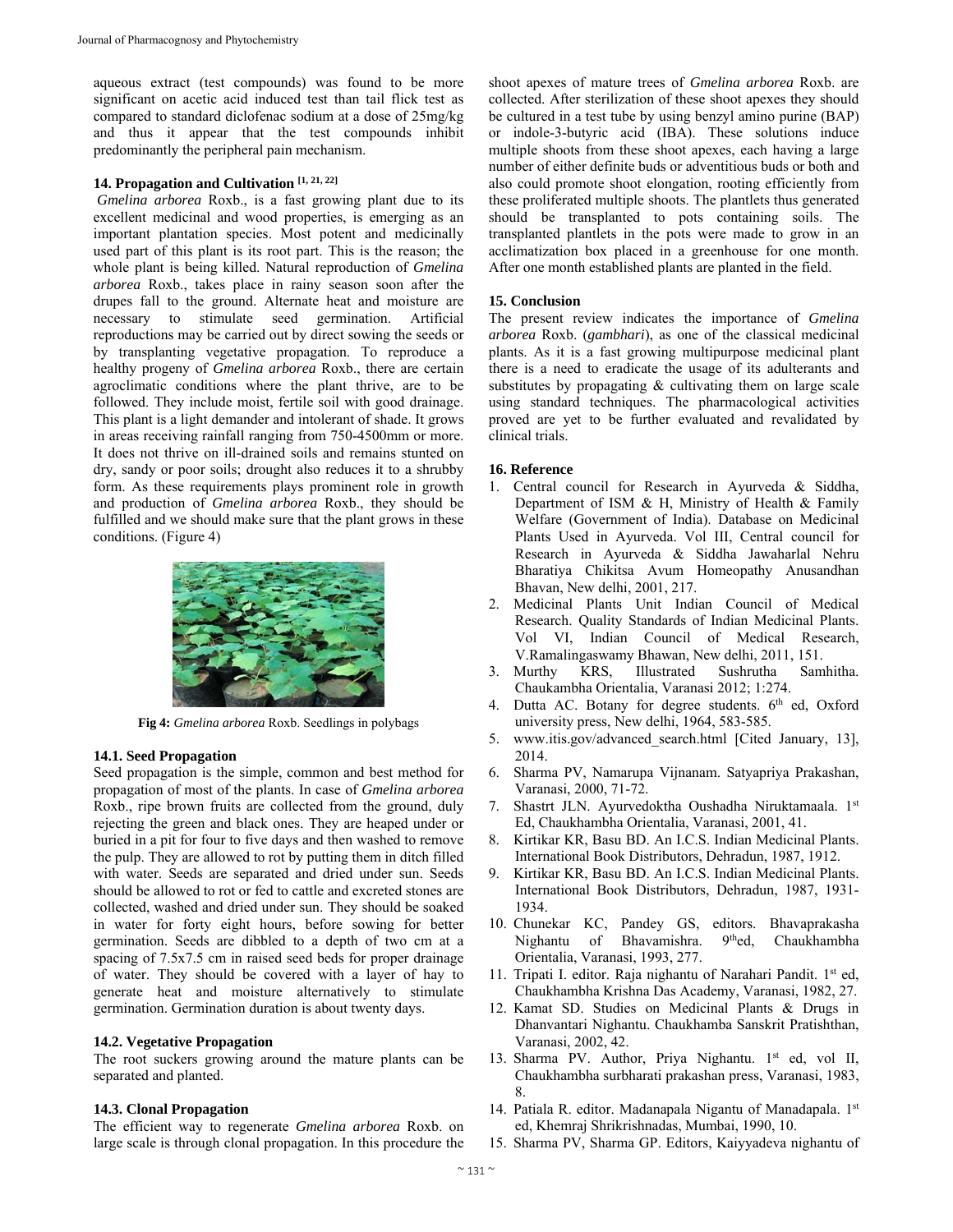aqueous extract (test compounds) was found to be more significant on acetic acid induced test than tail flick test as compared to standard diclofenac sodium at a dose of 25mg/kg and thus it appear that the test compounds inhibit predominantly the peripheral pain mechanism.

## 14. Propagation and Cultivation [1, 21, 22]

*Gmelina arborea* Roxb., is a fast growing plant due to its excellent medicinal and wood properties, is emerging as an important plantation species. Most potent and medicinally used part of this plant is its root part. This is the reason; the whole plant is being killed. Natural reproduction of *Gmelina arborea* Roxb., takes place in rainy season soon after the drupes fall to the ground. Alternate heat and moisture are necessary to stimulate seed germination. Artificial reproductions may be carried out by direct sowing the seeds or by transplanting vegetative propagation. To reproduce a healthy progeny of *Gmelina arborea* Roxb., there are certain agroclimatic conditions where the plant thrive, are to be followed. They include moist, fertile soil with good drainage. This plant is a light demander and intolerant of shade. It grows in areas receiving rainfall ranging from 750-4500mm or more. It does not thrive on ill-drained soils and remains stunted on dry, sandy or poor soils; drought also reduces it to a shrubby form. As these requirements plays prominent role in growth and production of *Gmelina arborea* Roxb., they should be fulfilled and we should make sure that the plant grows in these conditions. (Figure 4)

**Fig 4:** *Gmelina arborea* Roxb. Seedlings in polybags

### 14.1. Seed Propagation

Seed propagation is the simple, common and best method for propagation of most of the plants. In case of *Gmelina arborea* Roxb., ripe brown fruits are collected from the ground, duly rejecting the green and black ones. They are heaped under or buried in a pit for four to five days and then washed to remove the pulp. They are allowed to rot by putting them in ditch filled with water. Seeds are separated and dried under sun. Seeds should be allowed to rot or fed to cattle and excreted stones are collected, washed and dried under sun. They should be soaked in water for forty eight hours, before sowing for better germination. Seeds are dibbled to a depth of two cm at a spacing of 7.5x7.5 cm in raised seed beds for proper drainage of water. They should be covered with a layer of hay to generate heat and moisture alternatively to stimulate germination. Germination duration is about twenty days.

### 14.2. Vegetative Propagation

The root suckers growing around the mature plants can be separated and planted.

### 14.3. Clonal Propagation

The efficient way to regenerate *Gmelina arborea* Roxb. on large scale is through clonal propagation. In this procedure the shoot apexes of mature trees of *Gmelina arborea* Roxb. are collected. After sterilization of these shoot apexes they should be cultured in a test tube by using benzyl amino purine (BAP) or indole-3-butyric acid (IBA). These solutions induce multiple shoots from these shoot apexes, each having a large number of either definite buds or adventitious buds or both and also could promote shoot elongation, rooting efficiently from these proliferated multiple shoots. The plantlets thus generated should be transplanted to pots containing soils. The transplanted plantlets in the pots were made to grow in an acclimatization box placed in a greenhouse for one month. After one month established plants are planted in the field.

## 15. Conclusion

The present review indicates the importance of *Gmelina arborea* Roxb. (*gambhari*), as one of the classical medicinal plants. As it is a fast growing multipurpose medicinal plant there is a need to eradicate the usage of its adulterants and substitutes by propagating & cultivating them on large scale using standard techniques. The pharmacological activities proved are yet to be further evaluated and revalidated by clinical trials.

## 16. Reference

1. Central council for Research in Ayurveda & Siddha, Department of ISM & H, Ministry of Health & Family Welfare (Government of India). Database on Medicinal Plants Used in Ayurveda. Vol III, Central council for Research in Ayurveda & Siddha Jawaharlal Nehru Bharatiya Chikitsa Avum Homeopathy Anusandhan Bhavan, New delhi, 2001, 217.
2. Medicinal Plants Unit Indian Council of Medical Research. Quality Standards of Indian Medicinal Plants. Vol VI, Indian Council of Medical Research, V.Ramalingaswamy Bhawan, New delhi, 2011, 151.
3. Murthy KRS, Illustrated Sushrutha Samhitha. Chaukambha Orientalia, Varanasi 2012; 1:274.
4. Dutta AC. Botany for degree students. 6th ed, Oxford university press, New delhi, 1964, 583-585.
5. www.itis.gov/advanced_search.html [Cited January, 13], 2014.
6. Sharma PV, Namarupa Vijnanam. Satyapriya Prakashan, Varanasi, 2000, 71-72.
7. Shastrt JLN. Ayurvedoktha Oushadha Niruktamaala. 1st Ed, Chaukhambha Orientalia, Varanasi, 2001, 41.
8. Kirtikar KR, Basu BD. An I.C.S. Indian Medicinal Plants. International Book Distributors, Dehradun, 1987, 1912.
9. Kirtikar KR, Basu BD. An I.C.S. Indian Medicinal Plants. International Book Distributors, Dehradun, 1987, 1931-1934.
10. Chunekar KC, Pandey GS, editors. Bhavaprakasha Nighantu of Bhavamishra. 9thed, Chaukhambha Orientalia, Varanasi, 1993, 277.
11. Tripati I. editor. Raja nighantu of Narahari Pandit. 1st ed, Chaukhambha Krishna Das Academy, Varanasi, 1982, 27.
12. Kamat SD. Studies on Medicinal Plants & Drugs in Dhanvantari Nighantu. Chaukhamba Sanskrit Pratishthan, Varanasi, 2002, 42.
13. Sharma PV. Author, Priya Nighantu. 1st ed, vol II, Chaukhambha surbharati prakashan press, Varanasi, 1983, 8.
14. Patiala R. editor. Madanapala Nigantu of Manadapala. 1st ed, Khemraj Shrikrishnadas, Mumbai, 1990, 10.
15. Sharma PV, Sharma GP. Editors, Kaiyyadeva nighantu of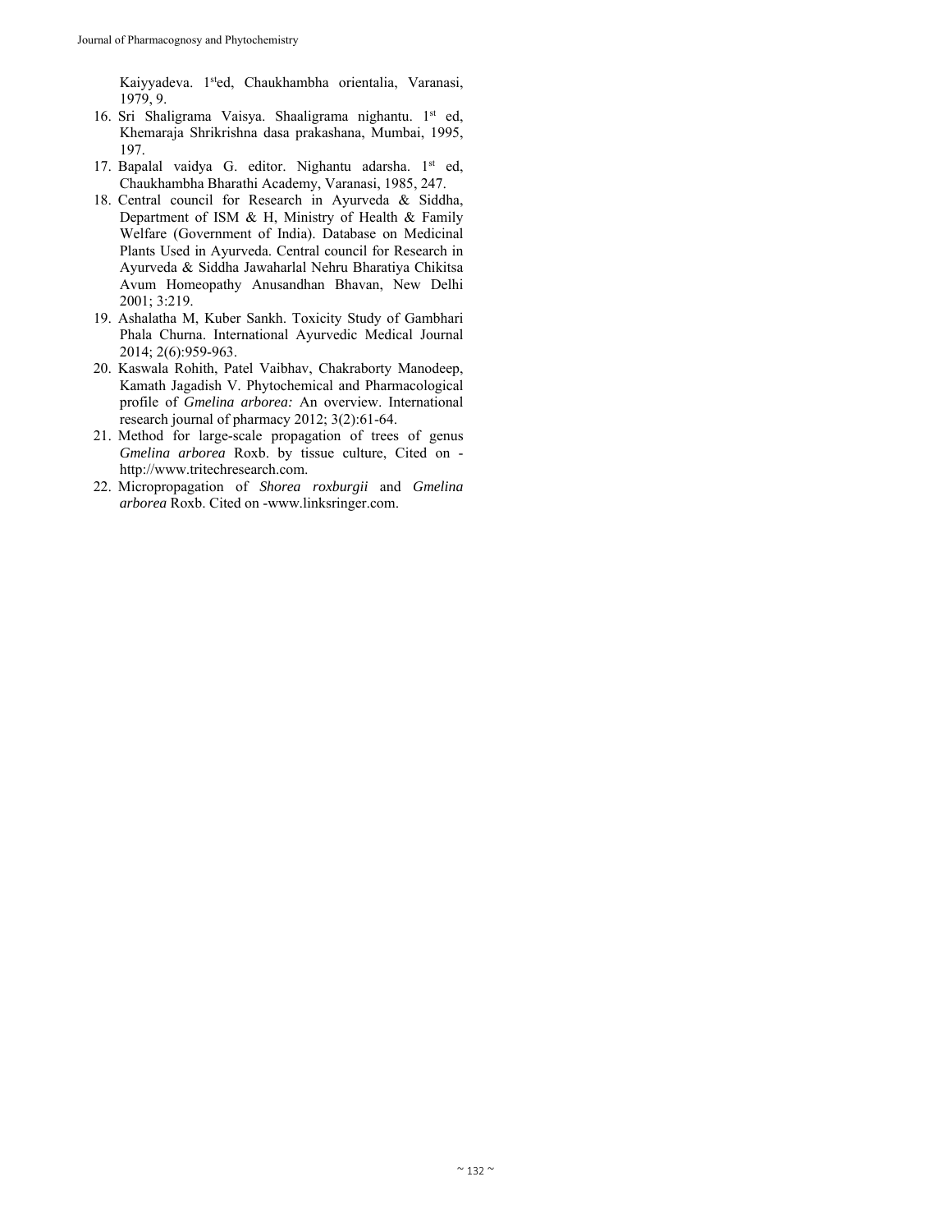Kaiyyadeva. 1[st]ed, Chaukhambha orientalia, Varanasi, 1979, 9.

16. Sri Shaligrama Vaisya. Shaaligrama nighantu. 1[st] ed, Khemaraja Shrikrishna dasa prakashana, Mumbai, 1995, 197.
17. Bapalal vaidya G. editor. Nighantu adarsha. 1[st] ed, Chaukhambha Bharathi Academy, Varanasi, 1985, 247.
18. Central council for Research in Ayurveda & Siddha, Department of ISM & H, Ministry of Health & Family Welfare (Government of India). Database on Medicinal Plants Used in Ayurveda. Central council for Research in Ayurveda & Siddha Jawaharlal Nehru Bharatiya Chikitsa Avum Homeopathy Anusandhan Bhavan, New Delhi 2001; 3:219.
19. Ashalatha M, Kuber Sankh. Toxicity Study of Gambhari Phala Churna. International Ayurvedic Medical Journal 2014; 2(6):959-963.
20. Kaswala Rohith, Patel Vaibhav, Chakraborty Manodeep, Kamath Jagadish V. Phytochemical and Pharmacological profile of *Gmelina arborea:* An overview. International research journal of pharmacy 2012; 3(2):61-64.
21. Method for large-scale propagation of trees of genus *Gmelina arborea* Roxb. by tissue culture, Cited on - http://www.tritechresearch.com.
22. Micropropagation of *Shorea roxburgii* and *Gmelina arborea* Roxb. Cited on -www.linksringer.com.